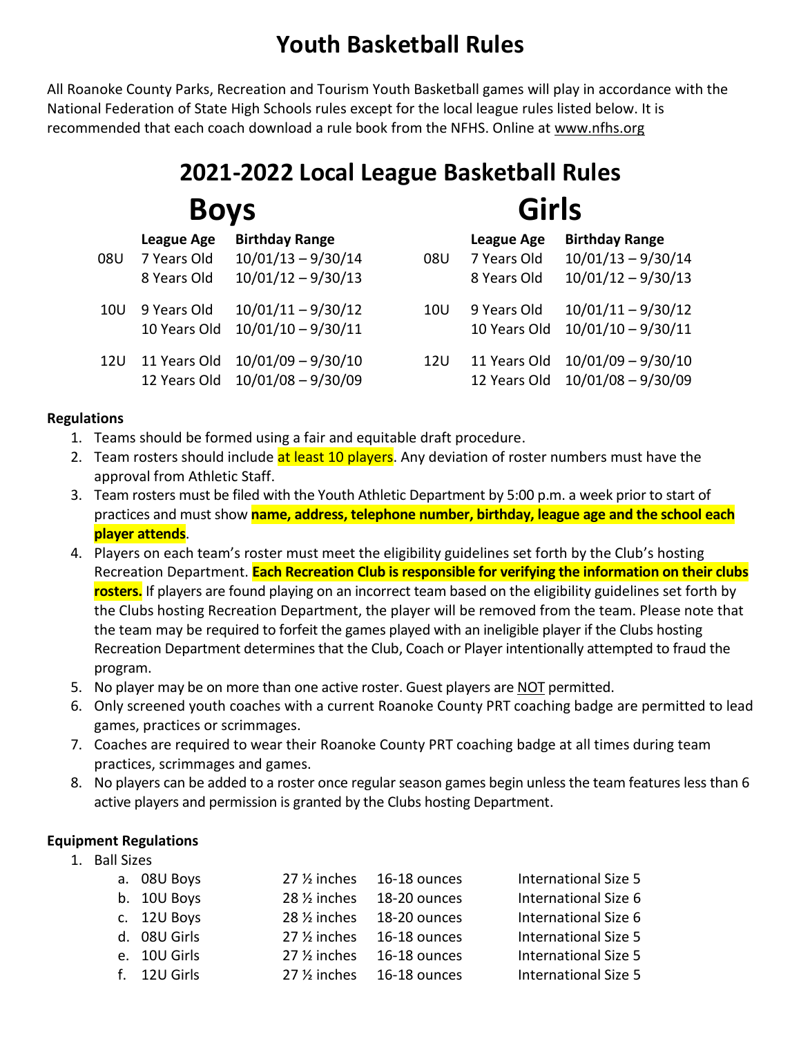# Youth Basketball Rules

All Roanoke County Parks, Recreation and Tourism Youth Basketball games will play in accordance with the National Federation of State High Schools rules except for the local league rules listed below. It is recommended that each coach download a rule book from the NFHS. Online at www.nfhs.org

## 2021-2022 Local League Basketball Rules

### Boys

| | League Age | Birthday Range |
|---|---|---|
| 08U | 7 Years Old | 10/01/13 – 9/30/14 |
| | 8 Years Old | 10/01/12 – 9/30/13 |
| 10U | 9 Years Old | 10/01/11 – 9/30/12 |
| | 10 Years Old | 10/01/10 – 9/30/11 |
| 12U | 11 Years Old | 10/01/09 – 9/30/10 |
| | 12 Years Old | 10/01/08 – 9/30/09 |

### Girls

| | League Age | Birthday Range |
|---|---|---|
| 08U | 7 Years Old | 10/01/13 – 9/30/14 |
| | 8 Years Old | 10/01/12 – 9/30/13 |
| 10U | 9 Years Old | 10/01/11 – 9/30/12 |
| | 10 Years Old | 10/01/10 – 9/30/11 |
| 12U | 11 Years Old | 10/01/09 – 9/30/10 |
| | 12 Years Old | 10/01/08 – 9/30/09 |

**Regulations**

1. Teams should be formed using a fair and equitable draft procedure.
2. Team rosters should include at least 10 players. Any deviation of roster numbers must have the approval from Athletic Staff.
3. Team rosters must be filed with the Youth Athletic Department by 5:00 p.m. a week prior to start of practices and must show **name, address, telephone number, birthday, league age and the school each player attends**.
4. Players on each team's roster must meet the eligibility guidelines set forth by the Club's hosting Recreation Department. **Each Recreation Club is responsible for verifying the information on their clubs rosters.** If players are found playing on an incorrect team based on the eligibility guidelines set forth by the Clubs hosting Recreation Department, the player will be removed from the team. Please note that the team may be required to forfeit the games played with an ineligible player if the Clubs hosting Recreation Department determines that the Club, Coach or Player intentionally attempted to fraud the program.
5. No player may be on more than one active roster. Guest players are NOT permitted.
6. Only screened youth coaches with a current Roanoke County PRT coaching badge are permitted to lead games, practices or scrimmages.
7. Coaches are required to wear their Roanoke County PRT coaching badge at all times during team practices, scrimmages and games.
8. No players can be added to a roster once regular season games begin unless the team features less than 6 active players and permission is granted by the Clubs hosting Department.

**Equipment Regulations**

1. Ball Sizes

| | | | | |
|---|---|---|---|---|
| a. | 08U Boys | 27 ½ inches | 16-18 ounces | International Size 5 |
| b. | 10U Boys | 28 ½ inches | 18-20 ounces | International Size 6 |
| c. | 12U Boys | 28 ½ inches | 18-20 ounces | International Size 6 |
| d. | 08U Girls | 27 ½ inches | 16-18 ounces | International Size 5 |
| e. | 10U Girls | 27 ½ inches | 16-18 ounces | International Size 5 |
| f. | 12U Girls | 27 ½ inches | 16-18 ounces | International Size 5 |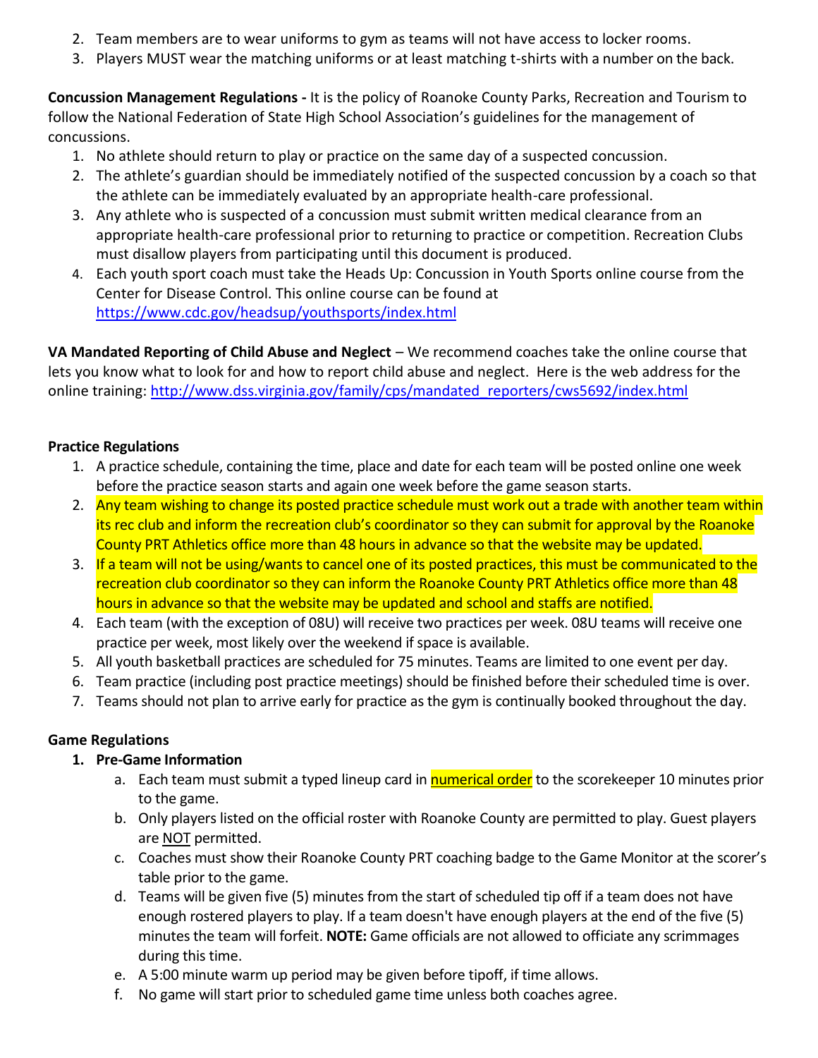2. Team members are to wear uniforms to gym as teams will not have access to locker rooms.
3. Players MUST wear the matching uniforms or at least matching t-shirts with a number on the back.

**Concussion Management Regulations -** It is the policy of Roanoke County Parks, Recreation and Tourism to follow the National Federation of State High School Association's guidelines for the management of concussions.

1. No athlete should return to play or practice on the same day of a suspected concussion.
2. The athlete's guardian should be immediately notified of the suspected concussion by a coach so that the athlete can be immediately evaluated by an appropriate health-care professional.
3. Any athlete who is suspected of a concussion must submit written medical clearance from an appropriate health-care professional prior to returning to practice or competition. Recreation Clubs must disallow players from participating until this document is produced.
4. Each youth sport coach must take the Heads Up: Concussion in Youth Sports online course from the Center for Disease Control. This online course can be found at https://www.cdc.gov/headsup/youthsports/index.html

**VA Mandated Reporting of Child Abuse and Neglect** – We recommend coaches take the online course that lets you know what to look for and how to report child abuse and neglect. Here is the web address for the online training: http://www.dss.virginia.gov/family/cps/mandated_reporters/cws5692/index.html

**Practice Regulations**

1. A practice schedule, containing the time, place and date for each team will be posted online one week before the practice season starts and again one week before the game season starts.
2. Any team wishing to change its posted practice schedule must work out a trade with another team within its rec club and inform the recreation club's coordinator so they can submit for approval by the Roanoke County PRT Athletics office more than 48 hours in advance so that the website may be updated.
3. If a team will not be using/wants to cancel one of its posted practices, this must be communicated to the recreation club coordinator so they can inform the Roanoke County PRT Athletics office more than 48 hours in advance so that the website may be updated and school and staffs are notified.
4. Each team (with the exception of 08U) will receive two practices per week. 08U teams will receive one practice per week, most likely over the weekend if space is available.
5. All youth basketball practices are scheduled for 75 minutes. Teams are limited to one event per day.
6. Team practice (including post practice meetings) should be finished before their scheduled time is over.
7. Teams should not plan to arrive early for practice as the gym is continually booked throughout the day.

**Game Regulations**

1. **Pre-Game Information**
   a. Each team must submit a typed lineup card in numerical order to the scorekeeper 10 minutes prior to the game.
   b. Only players listed on the official roster with Roanoke County are permitted to play. Guest players are NOT permitted.
   c. Coaches must show their Roanoke County PRT coaching badge to the Game Monitor at the scorer's table prior to the game.
   d. Teams will be given five (5) minutes from the start of scheduled tip off if a team does not have enough rostered players to play. If a team doesn't have enough players at the end of the five (5) minutes the team will forfeit. **NOTE:** Game officials are not allowed to officiate any scrimmages during this time.
   e. A 5:00 minute warm up period may be given before tipoff, if time allows.
   f. No game will start prior to scheduled game time unless both coaches agree.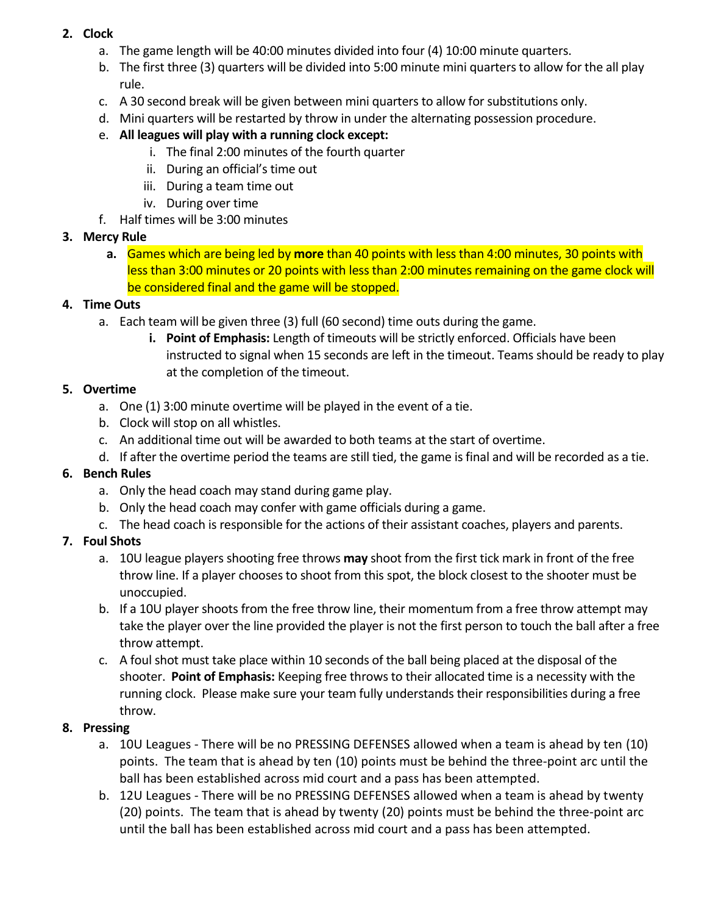2. **Clock**
    a. The game length will be 40:00 minutes divided into four (4) 10:00 minute quarters.
    b. The first three (3) quarters will be divided into 5:00 minute mini quarters to allow for the all play rule.
    c. A 30 second break will be given between mini quarters to allow for substitutions only.
    d. Mini quarters will be restarted by throw in under the alternating possession procedure.
    e. **All leagues will play with a running clock except:**
        i. The final 2:00 minutes of the fourth quarter
        ii. During an official's time out
        iii. During a team time out
        iv. During over time
    f. Half times will be 3:00 minutes
3. **Mercy Rule**
    **a.** Games which are being led by **more** than 40 points with less than 4:00 minutes, 30 points with less than 3:00 minutes or 20 points with less than 2:00 minutes remaining on the game clock will be considered final and the game will be stopped.
4. **Time Outs**
    a. Each team will be given three (3) full (60 second) time outs during the game.
        **i. Point of Emphasis:** Length of timeouts will be strictly enforced. Officials have been instructed to signal when 15 seconds are left in the timeout. Teams should be ready to play at the completion of the timeout.
5. **Overtime**
    a. One (1) 3:00 minute overtime will be played in the event of a tie.
    b. Clock will stop on all whistles.
    c. An additional time out will be awarded to both teams at the start of overtime.
    d. If after the overtime period the teams are still tied, the game is final and will be recorded as a tie.
6. **Bench Rules**
    a. Only the head coach may stand during game play.
    b. Only the head coach may confer with game officials during a game.
    c. The head coach is responsible for the actions of their assistant coaches, players and parents.
7. **Foul Shots**
    a. 10U league players shooting free throws **may** shoot from the first tick mark in front of the free throw line. If a player chooses to shoot from this spot, the block closest to the shooter must be unoccupied.
    b. If a 10U player shoots from the free throw line, their momentum from a free throw attempt may take the player over the line provided the player is not the first person to touch the ball after a free throw attempt.
    c. A foul shot must take place within 10 seconds of the ball being placed at the disposal of the shooter. **Point of Emphasis:** Keeping free throws to their allocated time is a necessity with the running clock. Please make sure your team fully understands their responsibilities during a free throw.
8. **Pressing**
    a. 10U Leagues - There will be no PRESSING DEFENSES allowed when a team is ahead by ten (10) points. The team that is ahead by ten (10) points must be behind the three-point arc until the ball has been established across mid court and a pass has been attempted.
    b. 12U Leagues - There will be no PRESSING DEFENSES allowed when a team is ahead by twenty (20) points. The team that is ahead by twenty (20) points must be behind the three-point arc until the ball has been established across mid court and a pass has been attempted.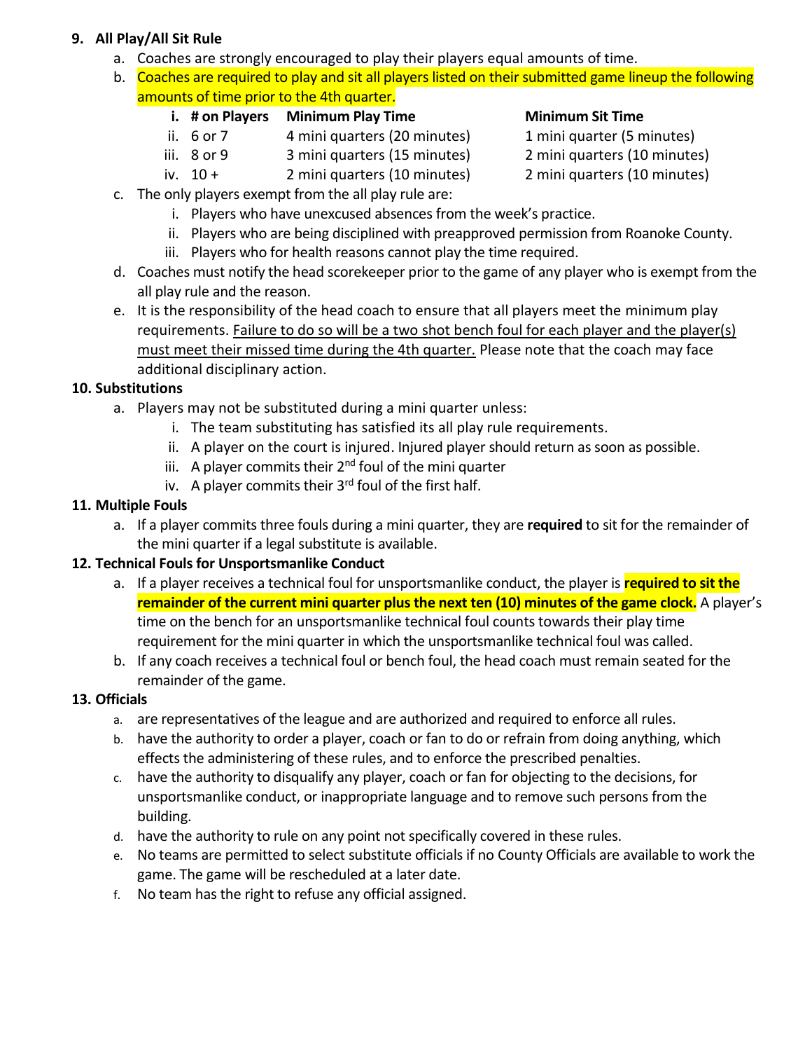**9. All Play/All Sit Rule**

a. Coaches are strongly encouraged to play their players equal amounts of time.

b. Coaches are required to play and sit all players listed on their submitted game lineup the following amounts of time prior to the 4th quarter.

| i. # on Players | Minimum Play Time | Minimum Sit Time |
|---|---|---|
| ii. 6 or 7 | 4 mini quarters (20 minutes) | 1 mini quarter (5 minutes) |
| iii. 8 or 9 | 3 mini quarters (15 minutes) | 2 mini quarters (10 minutes) |
| iv. 10 + | 2 mini quarters (10 minutes) | 2 mini quarters (10 minutes) |

c. The only players exempt from the all play rule are:
   i. Players who have unexcused absences from the week's practice.
   ii. Players who are being disciplined with preapproved permission from Roanoke County.
   iii. Players who for health reasons cannot play the time required.

d. Coaches must notify the head scorekeeper prior to the game of any player who is exempt from the all play rule and the reason.

e. It is the responsibility of the head coach to ensure that all players meet the minimum play requirements. Failure to do so will be a two shot bench foul for each player and the player(s) must meet their missed time during the 4th quarter. Please note that the coach may face additional disciplinary action.

**10. Substitutions**

a. Players may not be substituted during a mini quarter unless:
   i. The team substituting has satisfied its all play rule requirements.
   ii. A player on the court is injured. Injured player should return as soon as possible.
   iii. A player commits their 2nd foul of the mini quarter
   iv. A player commits their 3rd foul of the first half.

**11. Multiple Fouls**

a. If a player commits three fouls during a mini quarter, they are **required** to sit for the remainder of the mini quarter if a legal substitute is available.

**12. Technical Fouls for Unsportsmanlike Conduct**

a. If a player receives a technical foul for unsportsmanlike conduct, the player is **required to sit the remainder of the current mini quarter plus the next ten (10) minutes of the game clock.** A player's time on the bench for an unsportsmanlike technical foul counts towards their play time requirement for the mini quarter in which the unsportsmanlike technical foul was called.

b. If any coach receives a technical foul or bench foul, the head coach must remain seated for the remainder of the game.

**13. Officials**

a. are representatives of the league and are authorized and required to enforce all rules.

b. have the authority to order a player, coach or fan to do or refrain from doing anything, which effects the administering of these rules, and to enforce the prescribed penalties.

c. have the authority to disqualify any player, coach or fan for objecting to the decisions, for unsportsmanlike conduct, or inappropriate language and to remove such persons from the building.

d. have the authority to rule on any point not specifically covered in these rules.

e. No teams are permitted to select substitute officials if no County Officials are available to work the game. The game will be rescheduled at a later date.

f. No team has the right to refuse any official assigned.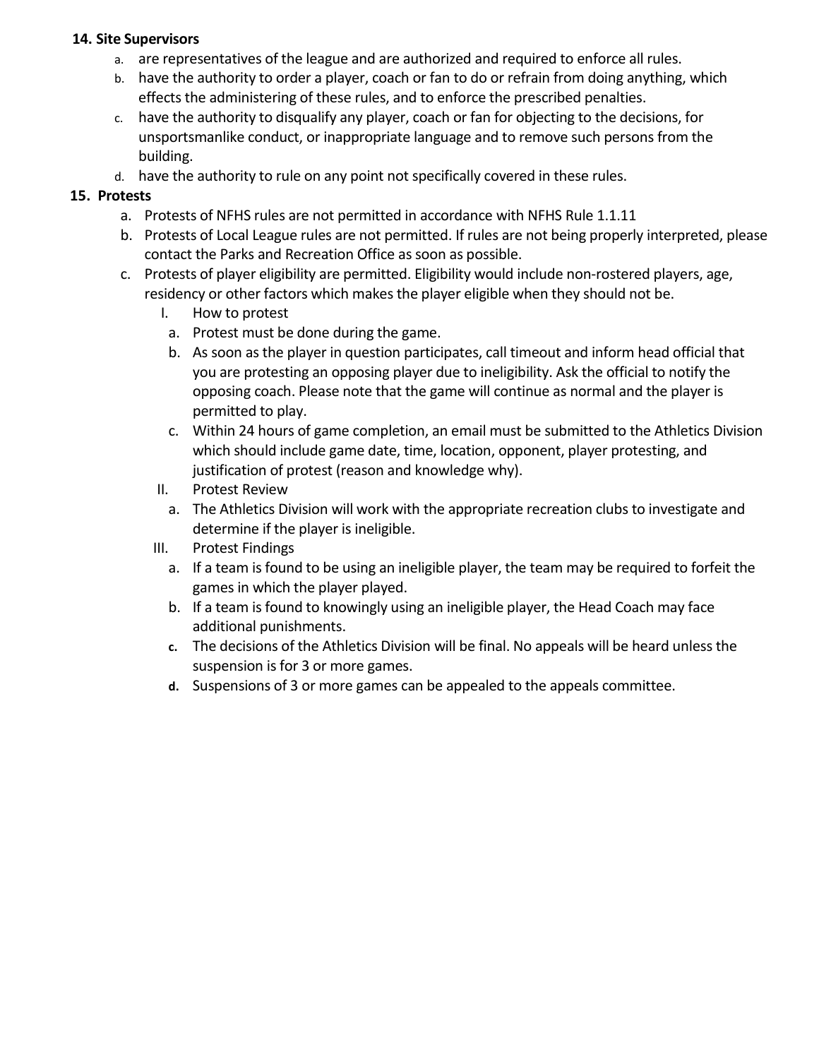**14. Site Supervisors**

a. are representatives of the league and are authorized and required to enforce all rules.
b. have the authority to order a player, coach or fan to do or refrain from doing anything, which effects the administering of these rules, and to enforce the prescribed penalties.
c. have the authority to disqualify any player, coach or fan for objecting to the decisions, for unsportsmanlike conduct, or inappropriate language and to remove such persons from the building.
d. have the authority to rule on any point not specifically covered in these rules.

**15. Protests**

a. Protests of NFHS rules are not permitted in accordance with NFHS Rule 1.1.11
b. Protests of Local League rules are not permitted. If rules are not being properly interpreted, please contact the Parks and Recreation Office as soon as possible.
c. Protests of player eligibility are permitted. Eligibility would include non-rostered players, age, residency or other factors which makes the player eligible when they should not be.
   - I. How to protest
     - a. Protest must be done during the game.
     - b. As soon as the player in question participates, call timeout and inform head official that you are protesting an opposing player due to ineligibility. Ask the official to notify the opposing coach. Please note that the game will continue as normal and the player is permitted to play.
     - c. Within 24 hours of game completion, an email must be submitted to the Athletics Division which should include game date, time, location, opponent, player protesting, and justification of protest (reason and knowledge why).
   - II. Protest Review
     - a. The Athletics Division will work with the appropriate recreation clubs to investigate and determine if the player is ineligible.
   - III. Protest Findings
     - a. If a team is found to be using an ineligible player, the team may be required to forfeit the games in which the player played.
     - b. If a team is found to knowingly using an ineligible player, the Head Coach may face additional punishments.
     - c. The decisions of the Athletics Division will be final. No appeals will be heard unless the suspension is for 3 or more games.
     - d. Suspensions of 3 or more games can be appealed to the appeals committee.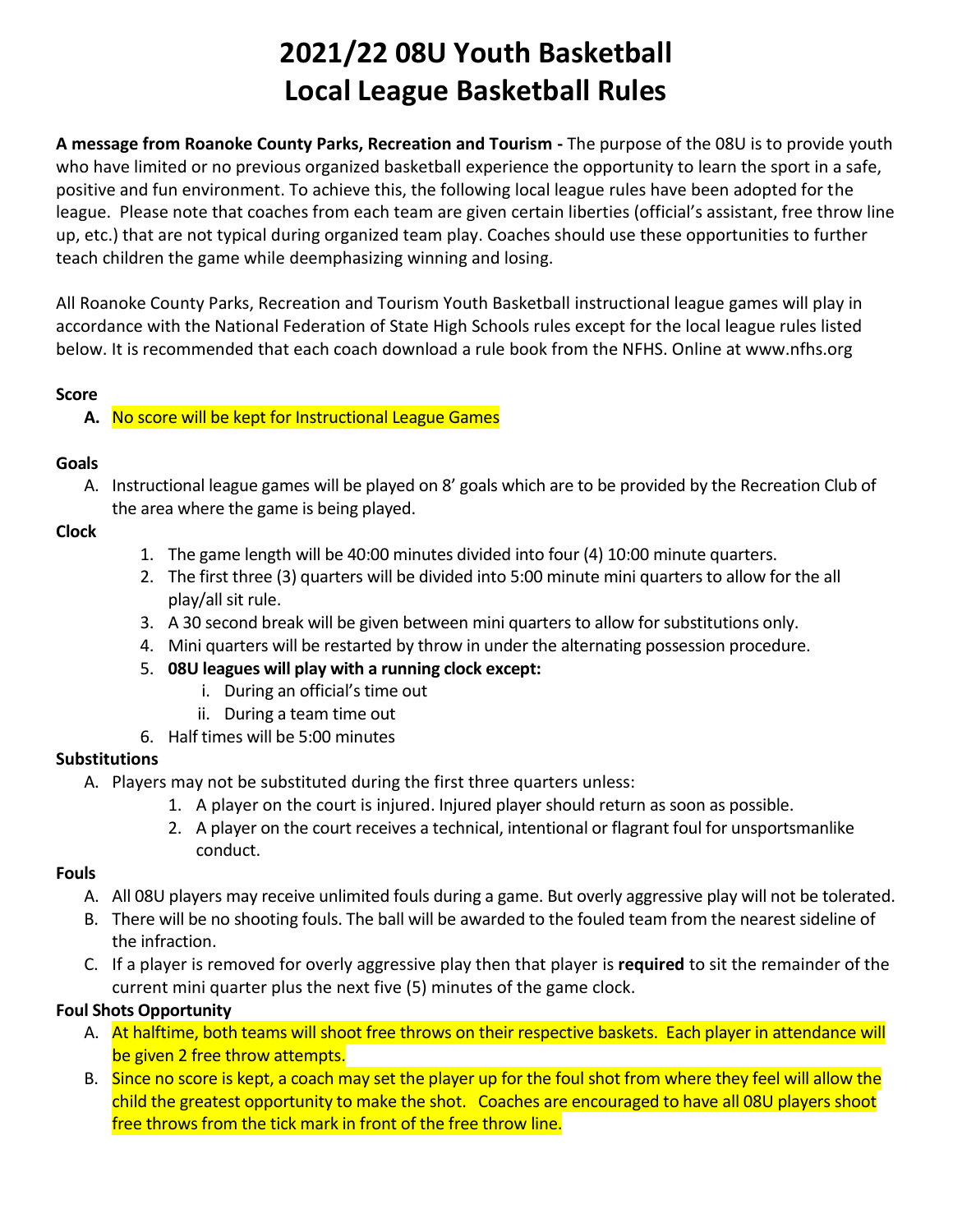# 2021/22 08U Youth Basketball
# Local League Basketball Rules

**A message from Roanoke County Parks, Recreation and Tourism -** The purpose of the 08U is to provide youth who have limited or no previous organized basketball experience the opportunity to learn the sport in a safe, positive and fun environment. To achieve this, the following local league rules have been adopted for the league. Please note that coaches from each team are given certain liberties (official's assistant, free throw line up, etc.) that are not typical during organized team play. Coaches should use these opportunities to further teach children the game while deemphasizing winning and losing.

All Roanoke County Parks, Recreation and Tourism Youth Basketball instructional league games will play in accordance with the National Federation of State High Schools rules except for the local league rules listed below. It is recommended that each coach download a rule book from the NFHS. Online at www.nfhs.org

**Score**

- **A.** No score will be kept for Instructional League Games

**Goals**

- A. Instructional league games will be played on 8' goals which are to be provided by the Recreation Club of the area where the game is being played.

**Clock**

1. The game length will be 40:00 minutes divided into four (4) 10:00 minute quarters.
2. The first three (3) quarters will be divided into 5:00 minute mini quarters to allow for the all play/all sit rule.
3. A 30 second break will be given between mini quarters to allow for substitutions only.
4. Mini quarters will be restarted by throw in under the alternating possession procedure.
5. **08U leagues will play with a running clock except:**
   - i. During an official's time out
   - ii. During a team time out
6. Half times will be 5:00 minutes

**Substitutions**

- A. Players may not be substituted during the first three quarters unless:
  1. A player on the court is injured. Injured player should return as soon as possible.
  2. A player on the court receives a technical, intentional or flagrant foul for unsportsmanlike conduct.

**Fouls**

- A. All 08U players may receive unlimited fouls during a game. But overly aggressive play will not be tolerated.
- B. There will be no shooting fouls. The ball will be awarded to the fouled team from the nearest sideline of the infraction.
- C. If a player is removed for overly aggressive play then that player is **required** to sit the remainder of the current mini quarter plus the next five (5) minutes of the game clock.

**Foul Shots Opportunity**

- A. At halftime, both teams will shoot free throws on their respective baskets. Each player in attendance will be given 2 free throw attempts.
- B. Since no score is kept, a coach may set the player up for the foul shot from where they feel will allow the child the greatest opportunity to make the shot. Coaches are encouraged to have all 08U players shoot free throws from the tick mark in front of the free throw line.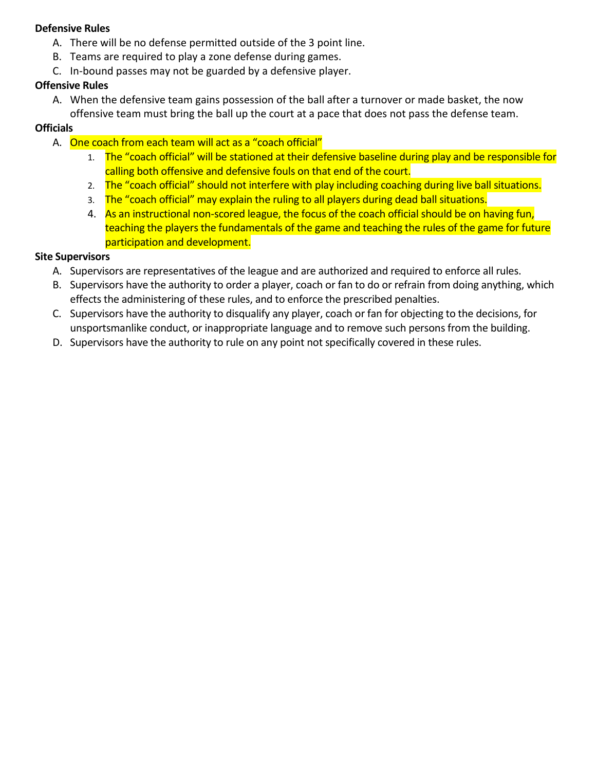**Defensive Rules**

A. There will be no defense permitted outside of the 3 point line.
B. Teams are required to play a zone defense during games.
C. In-bound passes may not be guarded by a defensive player.

**Offensive Rules**

A. When the defensive team gains possession of the ball after a turnover or made basket, the now offensive team must bring the ball up the court at a pace that does not pass the defense team.

**Officials**

A. One coach from each team will act as a "coach official"
   1. The "coach official" will be stationed at their defensive baseline during play and be responsible for calling both offensive and defensive fouls on that end of the court.
   2. The "coach official" should not interfere with play including coaching during live ball situations.
   3. The "coach official" may explain the ruling to all players during dead ball situations.
   4. As an instructional non-scored league, the focus of the coach official should be on having fun, teaching the players the fundamentals of the game and teaching the rules of the game for future participation and development.

**Site Supervisors**

A. Supervisors are representatives of the league and are authorized and required to enforce all rules.
B. Supervisors have the authority to order a player, coach or fan to do or refrain from doing anything, which effects the administering of these rules, and to enforce the prescribed penalties.
C. Supervisors have the authority to disqualify any player, coach or fan for objecting to the decisions, for unsportsmanlike conduct, or inappropriate language and to remove such persons from the building.
D. Supervisors have the authority to rule on any point not specifically covered in these rules.